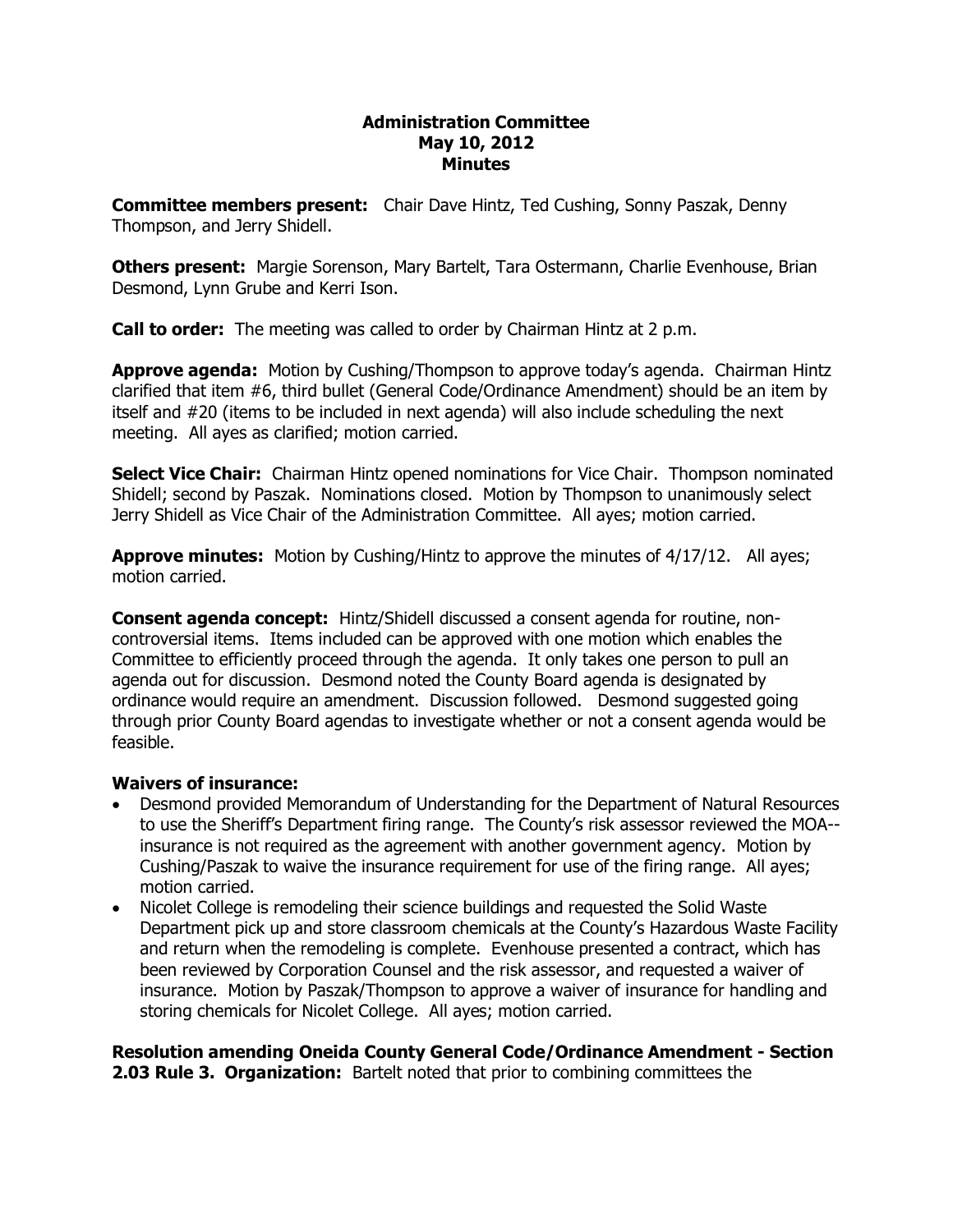# Administration Committee
## May 10, 2012
## Minutes

**Committee members present:** Chair Dave Hintz, Ted Cushing, Sonny Paszak, Denny Thompson, and Jerry Shidell.

**Others present:** Margie Sorenson, Mary Bartelt, Tara Ostermann, Charlie Evenhouse, Brian Desmond, Lynn Grube and Kerri Ison.

**Call to order:** The meeting was called to order by Chairman Hintz at 2 p.m.

**Approve agenda:** Motion by Cushing/Thompson to approve today's agenda. Chairman Hintz clarified that item #6, third bullet (General Code/Ordinance Amendment) should be an item by itself and #20 (items to be included in next agenda) will also include scheduling the next meeting. All ayes as clarified; motion carried.

**Select Vice Chair:** Chairman Hintz opened nominations for Vice Chair. Thompson nominated Shidell; second by Paszak. Nominations closed. Motion by Thompson to unanimously select Jerry Shidell as Vice Chair of the Administration Committee. All ayes; motion carried.

**Approve minutes:** Motion by Cushing/Hintz to approve the minutes of 4/17/12. All ayes; motion carried.

**Consent agenda concept:** Hintz/Shidell discussed a consent agenda for routine, non-controversial items. Items included can be approved with one motion which enables the Committee to efficiently proceed through the agenda. It only takes one person to pull an agenda out for discussion. Desmond noted the County Board agenda is designated by ordinance would require an amendment. Discussion followed. Desmond suggested going through prior County Board agendas to investigate whether or not a consent agenda would be feasible.

**Waivers of insurance:**

- Desmond provided Memorandum of Understanding for the Department of Natural Resources to use the Sheriff's Department firing range. The County's risk assessor reviewed the MOA--insurance is not required as the agreement with another government agency. Motion by Cushing/Paszak to waive the insurance requirement for use of the firing range. All ayes; motion carried.
- Nicolet College is remodeling their science buildings and requested the Solid Waste Department pick up and store classroom chemicals at the County's Hazardous Waste Facility and return when the remodeling is complete. Evenhouse presented a contract, which has been reviewed by Corporation Counsel and the risk assessor, and requested a waiver of insurance. Motion by Paszak/Thompson to approve a waiver of insurance for handling and storing chemicals for Nicolet College. All ayes; motion carried.

**Resolution amending Oneida County General Code/Ordinance Amendment - Section 2.03 Rule 3. Organization:** Bartelt noted that prior to combining committees the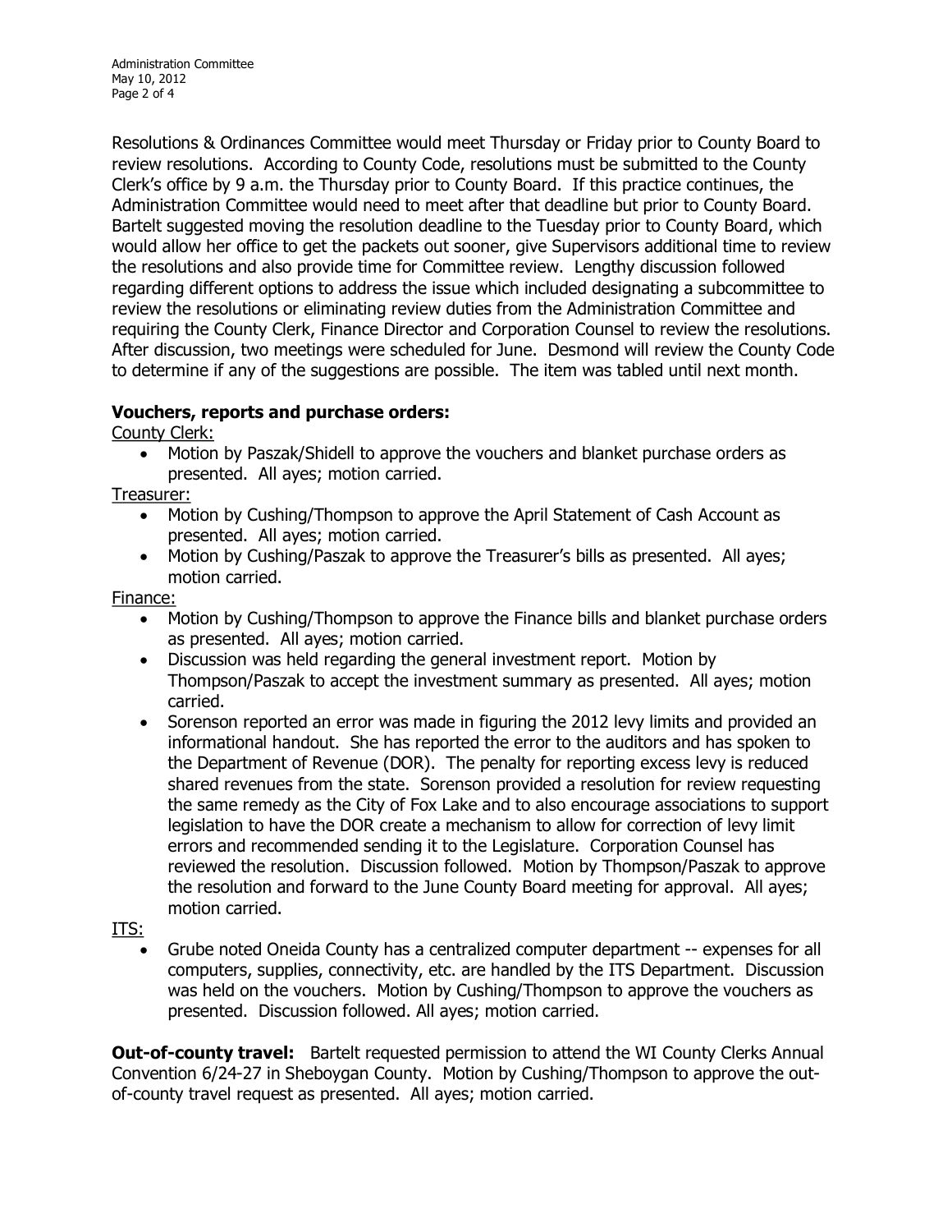Resolutions & Ordinances Committee would meet Thursday or Friday prior to County Board to review resolutions. According to County Code, resolutions must be submitted to the County Clerk's office by 9 a.m. the Thursday prior to County Board. If this practice continues, the Administration Committee would need to meet after that deadline but prior to County Board. Bartelt suggested moving the resolution deadline to the Tuesday prior to County Board, which would allow her office to get the packets out sooner, give Supervisors additional time to review the resolutions and also provide time for Committee review. Lengthy discussion followed regarding different options to address the issue which included designating a subcommittee to review the resolutions or eliminating review duties from the Administration Committee and requiring the County Clerk, Finance Director and Corporation Counsel to review the resolutions. After discussion, two meetings were scheduled for June. Desmond will review the County Code to determine if any of the suggestions are possible. The item was tabled until next month.

**Vouchers, reports and purchase orders:**

County Clerk:

- Motion by Paszak/Shidell to approve the vouchers and blanket purchase orders as presented. All ayes; motion carried.

Treasurer:

- Motion by Cushing/Thompson to approve the April Statement of Cash Account as presented. All ayes; motion carried.
- Motion by Cushing/Paszak to approve the Treasurer's bills as presented. All ayes; motion carried.

Finance:

- Motion by Cushing/Thompson to approve the Finance bills and blanket purchase orders as presented. All ayes; motion carried.
- Discussion was held regarding the general investment report. Motion by Thompson/Paszak to accept the investment summary as presented. All ayes; motion carried.
- Sorenson reported an error was made in figuring the 2012 levy limits and provided an informational handout. She has reported the error to the auditors and has spoken to the Department of Revenue (DOR). The penalty for reporting excess levy is reduced shared revenues from the state. Sorenson provided a resolution for review requesting the same remedy as the City of Fox Lake and to also encourage associations to support legislation to have the DOR create a mechanism to allow for correction of levy limit errors and recommended sending it to the Legislature. Corporation Counsel has reviewed the resolution. Discussion followed. Motion by Thompson/Paszak to approve the resolution and forward to the June County Board meeting for approval. All ayes; motion carried.

ITS:

- Grube noted Oneida County has a centralized computer department -- expenses for all computers, supplies, connectivity, etc. are handled by the ITS Department. Discussion was held on the vouchers. Motion by Cushing/Thompson to approve the vouchers as presented. Discussion followed. All ayes; motion carried.

**Out-of-county travel:** Bartelt requested permission to attend the WI County Clerks Annual Convention 6/24-27 in Sheboygan County. Motion by Cushing/Thompson to approve the out-of-county travel request as presented. All ayes; motion carried.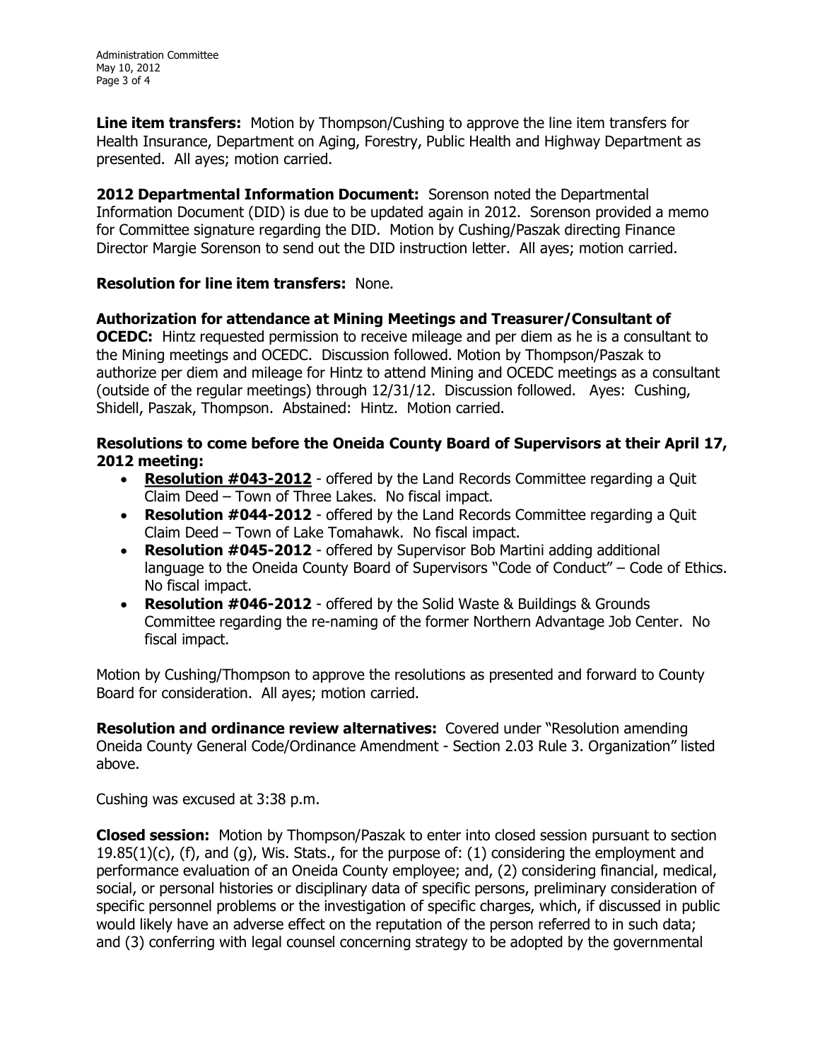**Line item transfers:** Motion by Thompson/Cushing to approve the line item transfers for Health Insurance, Department on Aging, Forestry, Public Health and Highway Department as presented. All ayes; motion carried.

**2012 Departmental Information Document:** Sorenson noted the Departmental Information Document (DID) is due to be updated again in 2012. Sorenson provided a memo for Committee signature regarding the DID. Motion by Cushing/Paszak directing Finance Director Margie Sorenson to send out the DID instruction letter. All ayes; motion carried.

**Resolution for line item transfers:** None.

**Authorization for attendance at Mining Meetings and Treasurer/Consultant of OCEDC:** Hintz requested permission to receive mileage and per diem as he is a consultant to the Mining meetings and OCEDC. Discussion followed. Motion by Thompson/Paszak to authorize per diem and mileage for Hintz to attend Mining and OCEDC meetings as a consultant (outside of the regular meetings) through 12/31/12. Discussion followed. Ayes: Cushing, Shidell, Paszak, Thompson. Abstained: Hintz. Motion carried.

**Resolutions to come before the Oneida County Board of Supervisors at their April 17, 2012 meeting:**

- **Resolution #043-2012** - offered by the Land Records Committee regarding a Quit Claim Deed – Town of Three Lakes. No fiscal impact.
- **Resolution #044-2012** - offered by the Land Records Committee regarding a Quit Claim Deed – Town of Lake Tomahawk. No fiscal impact.
- **Resolution #045-2012** - offered by Supervisor Bob Martini adding additional language to the Oneida County Board of Supervisors "Code of Conduct" – Code of Ethics. No fiscal impact.
- **Resolution #046-2012** - offered by the Solid Waste & Buildings & Grounds Committee regarding the re-naming of the former Northern Advantage Job Center. No fiscal impact.

Motion by Cushing/Thompson to approve the resolutions as presented and forward to County Board for consideration. All ayes; motion carried.

**Resolution and ordinance review alternatives:** Covered under "Resolution amending Oneida County General Code/Ordinance Amendment - Section 2.03 Rule 3. Organization" listed above.

Cushing was excused at 3:38 p.m.

**Closed session:** Motion by Thompson/Paszak to enter into closed session pursuant to section 19.85(1)(c), (f), and (g), Wis. Stats., for the purpose of: (1) considering the employment and performance evaluation of an Oneida County employee; and, (2) considering financial, medical, social, or personal histories or disciplinary data of specific persons, preliminary consideration of specific personnel problems or the investigation of specific charges, which, if discussed in public would likely have an adverse effect on the reputation of the person referred to in such data; and (3) conferring with legal counsel concerning strategy to be adopted by the governmental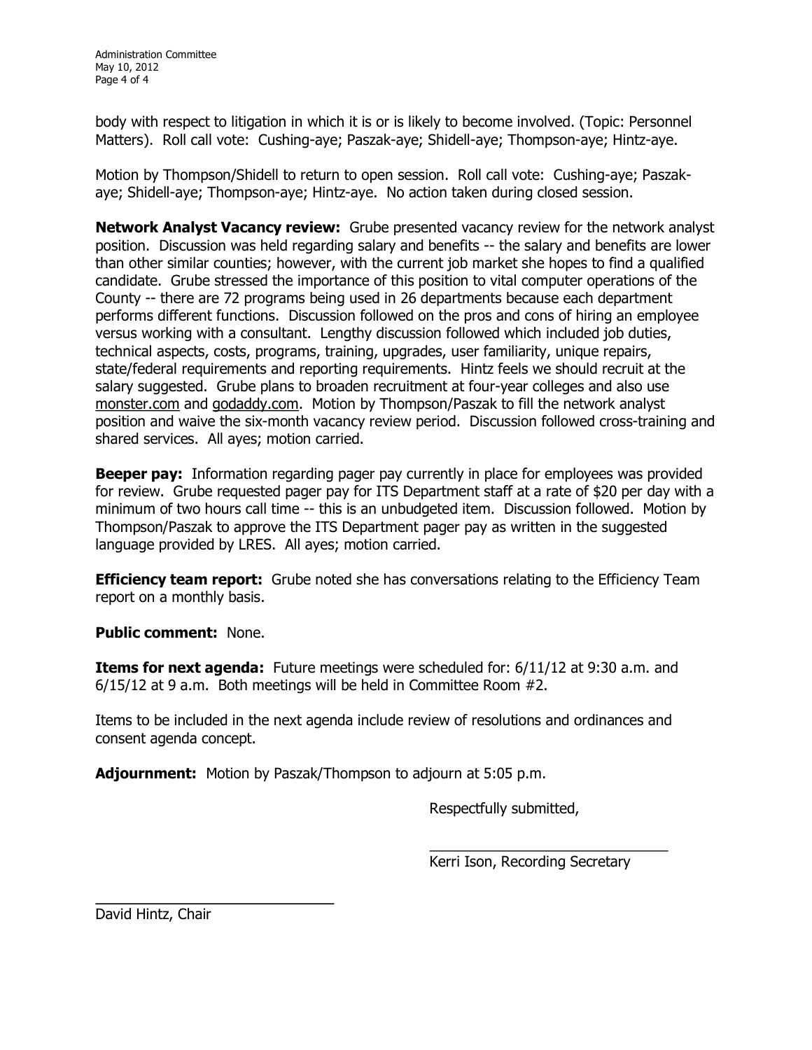body with respect to litigation in which it is or is likely to become involved. (Topic: Personnel Matters). Roll call vote: Cushing-aye; Paszak-aye; Shidell-aye; Thompson-aye; Hintz-aye.

Motion by Thompson/Shidell to return to open session. Roll call vote: Cushing-aye; Paszak-aye; Shidell-aye; Thompson-aye; Hintz-aye. No action taken during closed session.

**Network Analyst Vacancy review:** Grube presented vacancy review for the network analyst position. Discussion was held regarding salary and benefits -- the salary and benefits are lower than other similar counties; however, with the current job market she hopes to find a qualified candidate. Grube stressed the importance of this position to vital computer operations of the County -- there are 72 programs being used in 26 departments because each department performs different functions. Discussion followed on the pros and cons of hiring an employee versus working with a consultant. Lengthy discussion followed which included job duties, technical aspects, costs, programs, training, upgrades, user familiarity, unique repairs, state/federal requirements and reporting requirements. Hintz feels we should recruit at the salary suggested. Grube plans to broaden recruitment at four-year colleges and also use monster.com and godaddy.com. Motion by Thompson/Paszak to fill the network analyst position and waive the six-month vacancy review period. Discussion followed cross-training and shared services. All ayes; motion carried.

**Beeper pay:** Information regarding pager pay currently in place for employees was provided for review. Grube requested pager pay for ITS Department staff at a rate of $20 per day with a minimum of two hours call time -- this is an unbudgeted item. Discussion followed. Motion by Thompson/Paszak to approve the ITS Department pager pay as written in the suggested language provided by LRES. All ayes; motion carried.

**Efficiency team report:** Grube noted she has conversations relating to the Efficiency Team report on a monthly basis.

**Public comment:** None.

**Items for next agenda:** Future meetings were scheduled for: 6/11/12 at 9:30 a.m. and 6/15/12 at 9 a.m. Both meetings will be held in Committee Room #2.

Items to be included in the next agenda include review of resolutions and ordinances and consent agenda concept.

**Adjournment:** Motion by Paszak/Thompson to adjourn at 5:05 p.m.

Respectfully submitted,

\_\_\_\_\_\_\_\_\_\_\_\_\_\_\_\_\_\_\_\_\_\_\_\_\_\_\_\_\_\_

Kerri Ison, Recording Secretary

\_\_\_\_\_\_\_\_\_\_\_\_\_\_\_\_\_\_\_\_\_\_\_\_\_\_\_\_\_\_

David Hintz, Chair